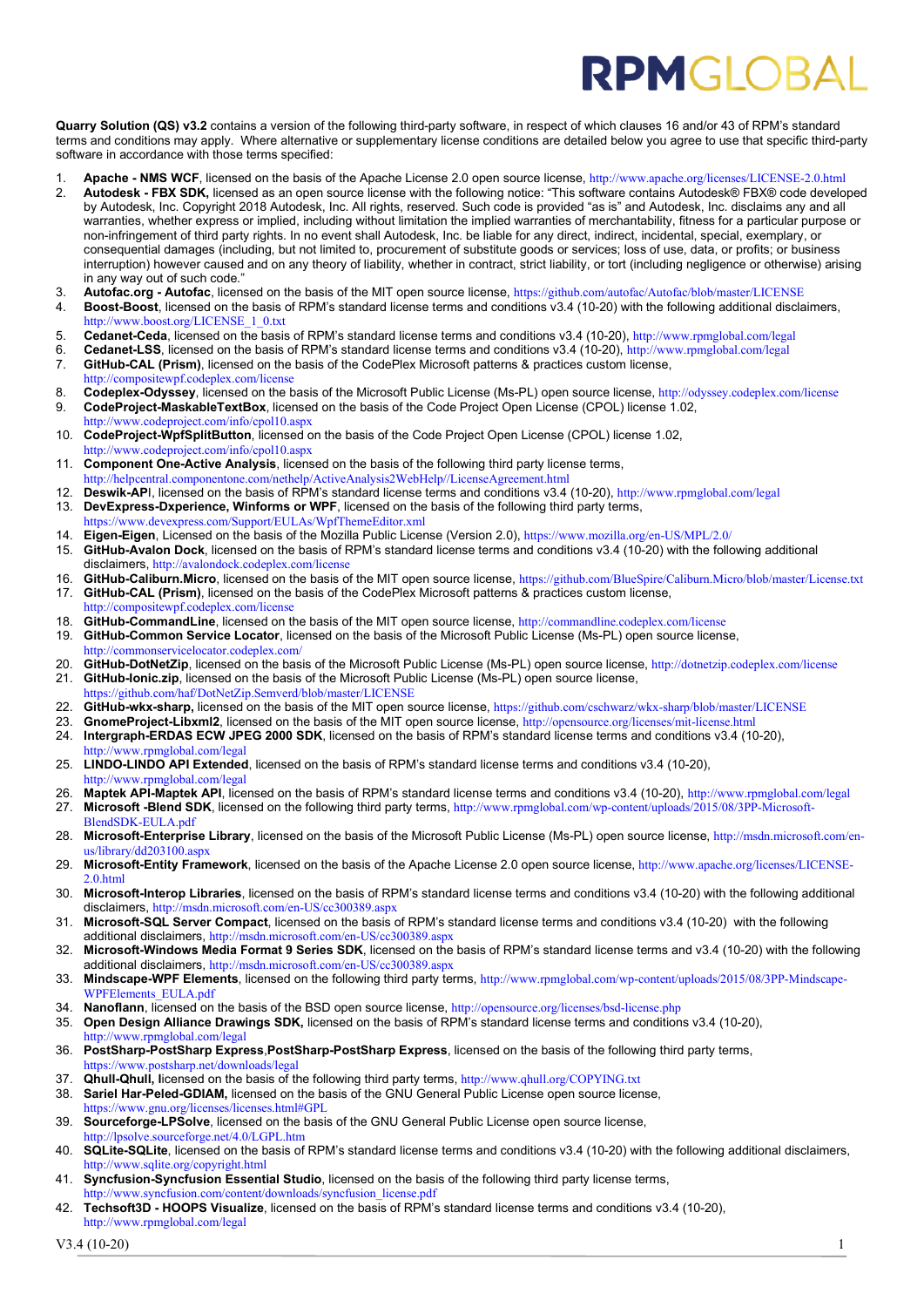RPMGLOBAL

**Quarry Solution (QS) v3.2** contains a version of the following third-party software, in respect of which clauses 16 and/or 43 of RPM's standard terms and conditions may apply. Where alternative or supplementary license conditions are detailed below you agree to use that specific third-party software in accordance with those terms specified:

1. **Apache - NMS WCF**, licensed on the basis of the Apache License 2.0 open source license, http://www.apache.org/licenses/LICENSE-2.0.html
2. **Autodesk - FBX SDK,** licensed as an open source license with the following notice: "This software contains Autodesk® FBX® code developed by Autodesk, Inc. Copyright 2018 Autodesk, Inc. All rights, reserved. Such code is provided "as is" and Autodesk, Inc. disclaims any and all warranties, whether express or implied, including without limitation the implied warranties of merchantability, fitness for a particular purpose or non-infringement of third party rights. In no event shall Autodesk, Inc. be liable for any direct, indirect, incidental, special, exemplary, or consequential damages (including, but not limited to, procurement of substitute goods or services; loss of use, data, or profits; or business interruption) however caused and on any theory of liability, whether in contract, strict liability, or tort (including negligence or otherwise) arising in any way out of such code."
3. **Autofac.org - Autofac**, licensed on the basis of the MIT open source license, https://github.com/autofac/Autofac/blob/master/LICENSE
4. **Boost-Boost**, licensed on the basis of RPM's standard license terms and conditions v3.4 (10-20) with the following additional disclaimers, http://www.boost.org/LICENSE_1_0.txt
5. **Cedanet-Ceda**, licensed on the basis of RPM's standard license terms and conditions v3.4 (10-20), http://www.rpmglobal.com/legal
6. **Cedanet-LSS**, licensed on the basis of RPM's standard license terms and conditions v3.4 (10-20), http://www.rpmglobal.com/legal
7. **GitHub-CAL (Prism)**, licensed on the basis of the CodePlex Microsoft patterns & practices custom license, http://compositewpf.codeplex.com/license
8. **Codeplex-Odyssey**, licensed on the basis of the Microsoft Public License (Ms-PL) open source license, http://odyssey.codeplex.com/license
9. **CodeProject-MaskableTextBox**, licensed on the basis of the Code Project Open License (CPOL) license 1.02, http://www.codeproject.com/info/cpol10.aspx
10. **CodeProject-WpfSplitButton**, licensed on the basis of the Code Project Open License (CPOL) license 1.02, http://www.codeproject.com/info/cpol10.aspx
11. **Component One-Active Analysis**, licensed on the basis of the following third party license terms, http://helpcentral.componentone.com/nethelp/ActiveAnalysis2WebHelp//LicenseAgreement.html
12. **Deswik-API**, licensed on the basis of RPM's standard license terms and conditions v3.4 (10-20), http://www.rpmglobal.com/legal
13. **DevExpress-Dxperience, Winforms or WPF**, licensed on the basis of the following third party terms, https://www.devexpress.com/Support/EULAs/WpfThemeEditor.xml
14. **Eigen-Eigen**, Licensed on the basis of the Mozilla Public License (Version 2.0), https://www.mozilla.org/en-US/MPL/2.0/
15. **GitHub-Avalon Dock**, licensed on the basis of RPM's standard license terms and conditions v3.4 (10-20) with the following additional disclaimers, http://avalondock.codeplex.com/license
16. **GitHub-Caliburn.Micro**, licensed on the basis of the MIT open source license, https://github.com/BlueSpire/Caliburn.Micro/blob/master/License.txt
17. **GitHub-CAL (Prism)**, licensed on the basis of the CodePlex Microsoft patterns & practices custom license, http://compositewpf.codeplex.com/license
18. **GitHub-CommandLine**, licensed on the basis of the MIT open source license, http://commandline.codeplex.com/license
19. **GitHub-Common Service Locator**, licensed on the basis of the Microsoft Public License (Ms-PL) open source license, http://commonservicelocator.codeplex.com/
20. **GitHub-DotNetZip**, licensed on the basis of the Microsoft Public License (Ms-PL) open source license, http://dotnetzip.codeplex.com/license
21. **GitHub-Ionic.zip**, licensed on the basis of the Microsoft Public License (Ms-PL) open source license, https://github.com/haf/DotNetZip.Semverd/blob/master/LICENSE
22. **GitHub-wkx-sharp,** licensed on the basis of the MIT open source license, https://github.com/cschwarz/wkx-sharp/blob/master/LICENSE
23. **GnomeProject-Libxml2**, licensed on the basis of the MIT open source license, http://opensource.org/licenses/mit-license.html
24. **Intergraph-ERDAS ECW JPEG 2000 SDK**, licensed on the basis of RPM's standard license terms and conditions v3.4 (10-20), http://www.rpmglobal.com/legal
25. **LINDO-LINDO API Extended**, licensed on the basis of RPM's standard license terms and conditions v3.4 (10-20), http://www.rpmglobal.com/legal
26. **Maptek API-Maptek API**, licensed on the basis of RPM's standard license terms and conditions v3.4 (10-20), http://www.rpmglobal.com/legal
27. **Microsoft -Blend SDK**, licensed on the following third party terms, http://www.rpmglobal.com/wp-content/uploads/2015/08/3PP-Microsoft-BlendSDK-EULA.pdf
28. **Microsoft-Enterprise Library**, licensed on the basis of the Microsoft Public License (Ms-PL) open source license, http://msdn.microsoft.com/en-us/library/dd203100.aspx
29. **Microsoft-Entity Framework**, licensed on the basis of the Apache License 2.0 open source license, http://www.apache.org/licenses/LICENSE-2.0.html
30. **Microsoft-Interop Libraries**, licensed on the basis of RPM's standard license terms and conditions v3.4 (10-20) with the following additional disclaimers, http://msdn.microsoft.com/en-US/cc300389.aspx
31. **Microsoft-SQL Server Compact**, licensed on the basis of RPM's standard license terms and conditions v3.4 (10-20) with the following additional disclaimers, http://msdn.microsoft.com/en-US/cc300389.aspx
32. **Microsoft-Windows Media Format 9 Series SDK**, licensed on the basis of RPM's standard license terms and v3.4 (10-20) with the following additional disclaimers, http://msdn.microsoft.com/en-US/cc300389.aspx
33. **Mindscape-WPF Elements**, licensed on the following third party terms, http://www.rpmglobal.com/wp-content/uploads/2015/08/3PP-Mindscape-WPFElements_EULA.pdf
34. **Nanoflann**, licensed on the basis of the BSD open source license, http://opensource.org/licenses/bsd-license.php
35. **Open Design Alliance Drawings SDK,** licensed on the basis of RPM's standard license terms and conditions v3.4 (10-20), http://www.rpmglobal.com/legal
36. **PostSharp-PostSharp Express**,**PostSharp-PostSharp Express**, licensed on the basis of the following third party terms, https://www.postsharp.net/downloads/legal
37. **Qhull-Qhull, l**icensed on the basis of the following third party terms, http://www.qhull.org/COPYING.txt
38. **Sariel Har-Peled-GDIAM,** licensed on the basis of the GNU General Public License open source license, https://www.gnu.org/licenses/licenses.html#GPL
39. **Sourceforge-LPSolve**, licensed on the basis of the GNU General Public License open source license, http://lpsolve.sourceforge.net/4.0/LGPL.htm
40. **SQLite-SQLite**, licensed on the basis of RPM's standard license terms and conditions v3.4 (10-20) with the following additional disclaimers, http://www.sqlite.org/copyright.html
41. **Syncfusion-Syncfusion Essential Studio**, licensed on the basis of the following third party license terms, http://www.syncfusion.com/content/downloads/syncfusion_license.pdf
42. **Techsoft3D - HOOPS Visualize**, licensed on the basis of RPM's standard license terms and conditions v3.4 (10-20), http://www.rpmglobal.com/legal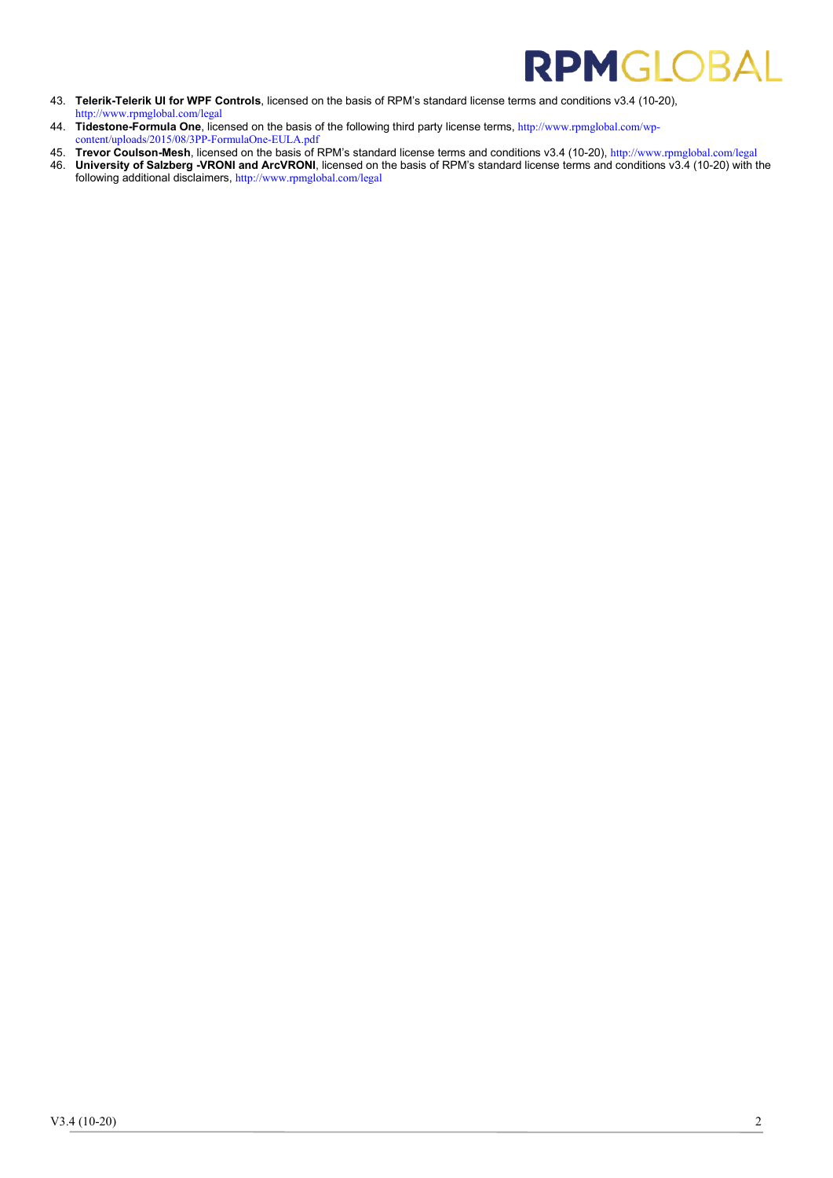43. **Telerik-Telerik UI for WPF Controls**, licensed on the basis of RPM's standard license terms and conditions v3.4 (10-20), http://www.rpmglobal.com/legal
44. **Tidestone-Formula One**, licensed on the basis of the following third party license terms, http://www.rpmglobal.com/wp-content/uploads/2015/08/3PP-FormulaOne-EULA.pdf
45. **Trevor Coulson-Mesh**, licensed on the basis of RPM's standard license terms and conditions v3.4 (10-20), http://www.rpmglobal.com/legal
46. **University of Salzberg -VRONI and ArcVRONI**, licensed on the basis of RPM's standard license terms and conditions v3.4 (10-20) with the following additional disclaimers, http://www.rpmglobal.com/legal